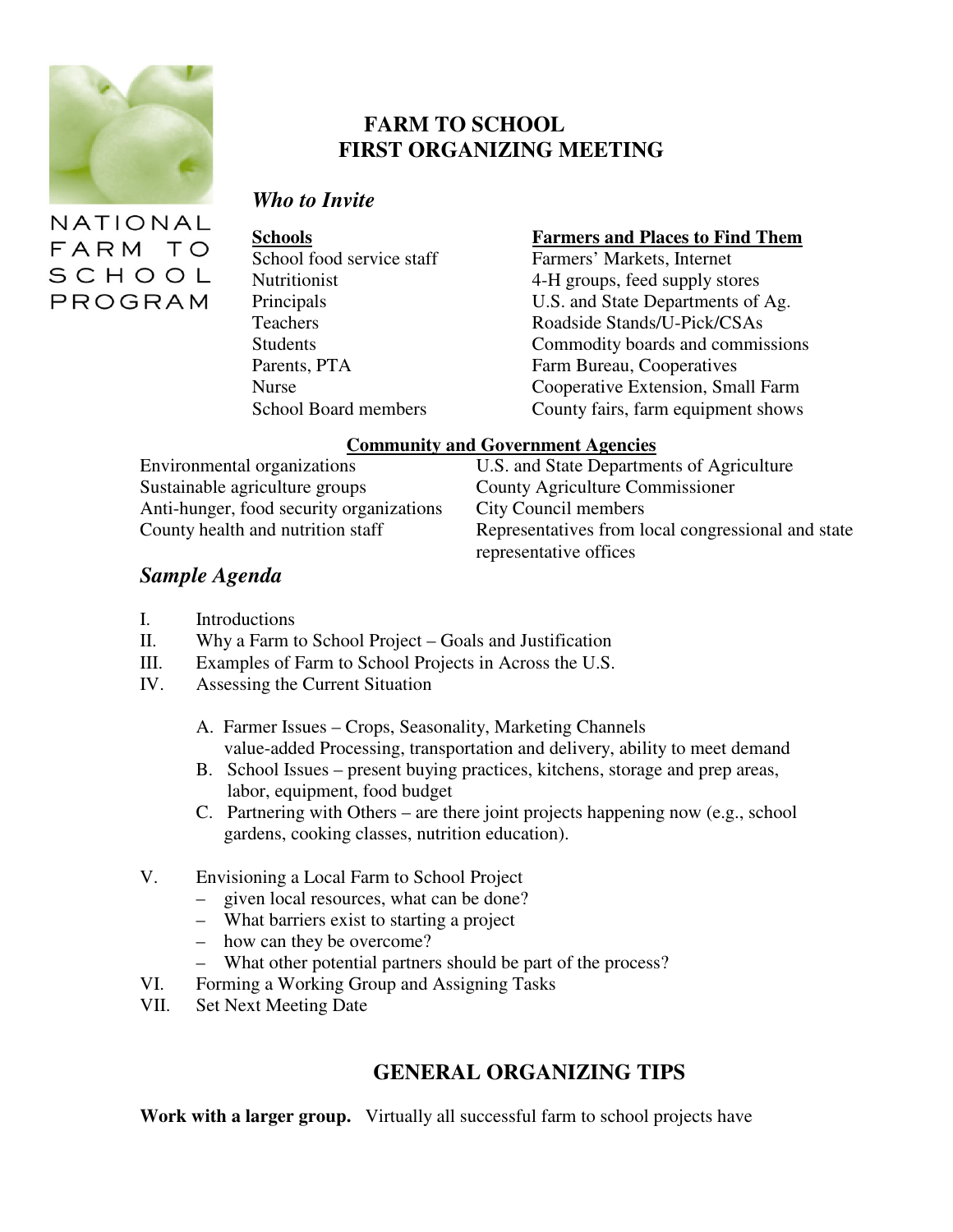NATIONAL FARM TO SCHOOL PROGRAM

# FARM TO SCHOOL FIRST ORGANIZING MEETING

## *Who to Invite*

| Schools | Farmers and Places to Find Them |
|---|---|
| School food service staff | Farmers' Markets, Internet |
| Nutritionist | 4-H groups, feed supply stores |
| Principals | U.S. and State Departments of Ag. |
| Teachers | Roadside Stands/U-Pick/CSAs |
| Students | Commodity boards and commissions |
| Parents, PTA | Farm Bureau, Cooperatives |
| Nurse | Cooperative Extension, Small Farm |
| School Board members | County fairs, farm equipment shows |

**Community and Government Agencies**

| | |
|---|---|
| Environmental organizations | U.S. and State Departments of Agriculture |
| Sustainable agriculture groups | County Agriculture Commissioner |
| Anti-hunger, food security organizations | City Council members |
| County health and nutrition staff | Representatives from local congressional and state representative offices |

## *Sample Agenda*

I. Introductions

II. Why a Farm to School Project – Goals and Justification

III. Examples of Farm to School Projects in Across the U.S.

IV. Assessing the Current Situation

   A. Farmer Issues – Crops, Seasonality, Marketing Channels value-added Processing, transportation and delivery, ability to meet demand

   B. School Issues – present buying practices, kitchens, storage and prep areas, labor, equipment, food budget

   C. Partnering with Others – are there joint projects happening now (e.g., school gardens, cooking classes, nutrition education).

V. Envisioning a Local Farm to School Project
   - given local resources, what can be done?
   - What barriers exist to starting a project
   - how can they be overcome?
   - What other potential partners should be part of the process?

VI. Forming a Working Group and Assigning Tasks

VII. Set Next Meeting Date

## GENERAL ORGANIZING TIPS

**Work with a larger group.** Virtually all successful farm to school projects have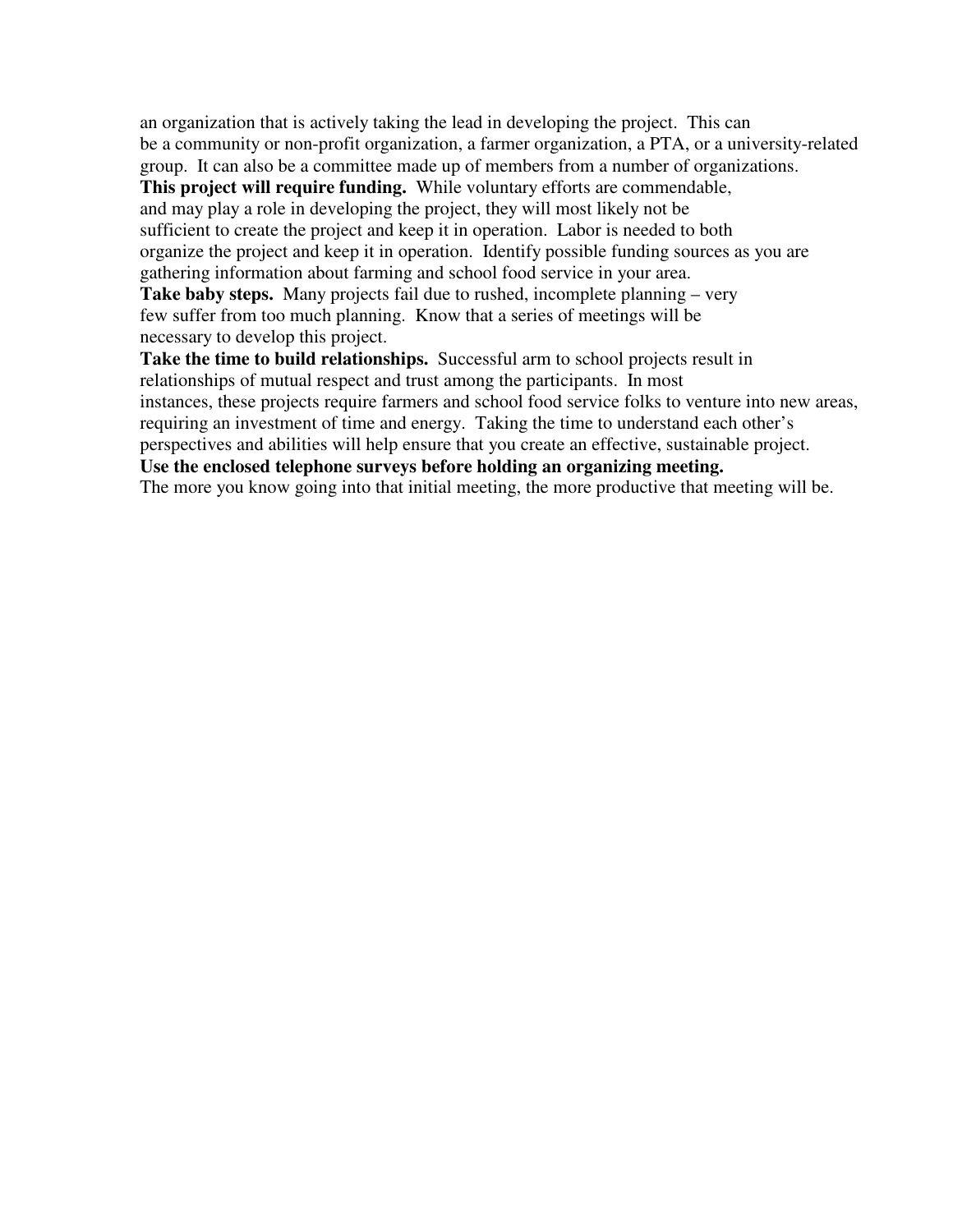an organization that is actively taking the lead in developing the project. This can be a community or non-profit organization, a farmer organization, a PTA, or a university-related group. It can also be a committee made up of members from a number of organizations.

**This project will require funding.** While voluntary efforts are commendable, and may play a role in developing the project, they will most likely not be sufficient to create the project and keep it in operation. Labor is needed to both organize the project and keep it in operation. Identify possible funding sources as you are gathering information about farming and school food service in your area.

**Take baby steps.** Many projects fail due to rushed, incomplete planning – very few suffer from too much planning. Know that a series of meetings will be necessary to develop this project.

**Take the time to build relationships.** Successful arm to school projects result in relationships of mutual respect and trust among the participants. In most instances, these projects require farmers and school food service folks to venture into new areas, requiring an investment of time and energy. Taking the time to understand each other's perspectives and abilities will help ensure that you create an effective, sustainable project.

**Use the enclosed telephone surveys before holding an organizing meeting.** The more you know going into that initial meeting, the more productive that meeting will be.